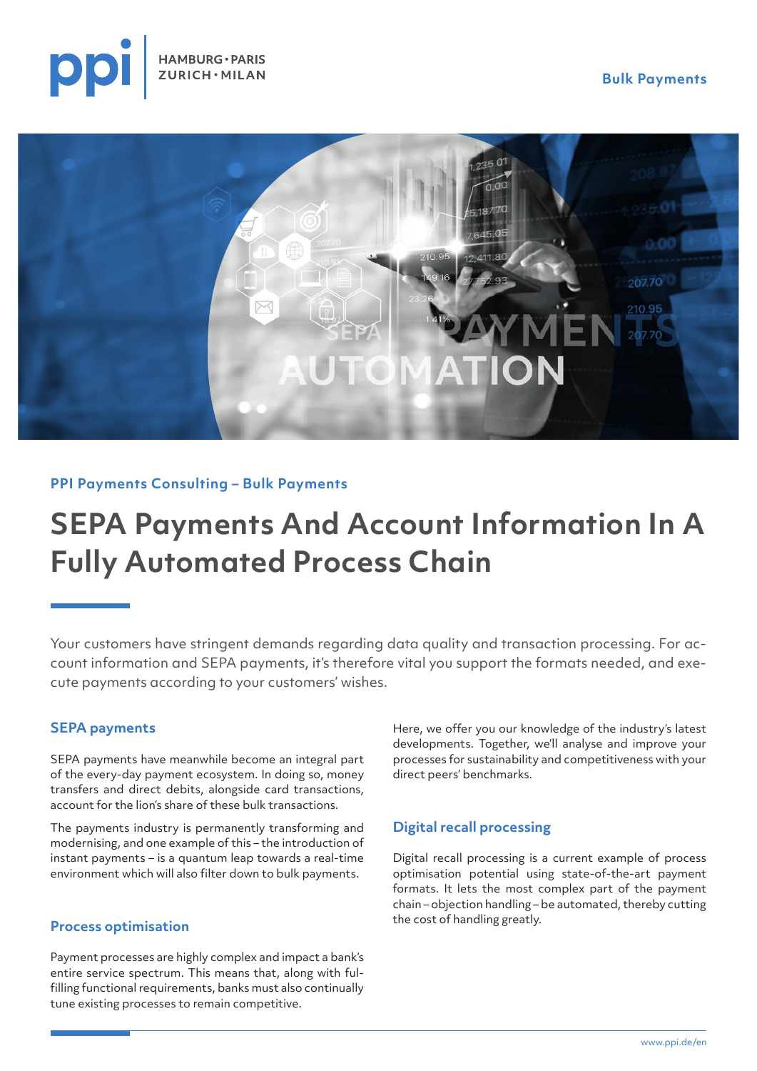PPI Payments Consulting – Bulk Payments

# SEPA Payments And Account Information In A Fully Automated Process Chain

Your customers have stringent demands regarding data quality and transaction processing. For account information and SEPA payments, it's therefore vital you support the formats needed, and execute payments according to your customers' wishes.

## SEPA payments

SEPA payments have meanwhile become an integral part of the every-day payment ecosystem. In doing so, money transfers and direct debits, alongside card transactions, account for the lion's share of these bulk transactions.

The payments industry is permanently transforming and modernising, and one example of this – the introduction of instant payments – is a quantum leap towards a real-time environment which will also filter down to bulk payments.

## Process optimisation

Payment processes are highly complex and impact a bank's entire service spectrum. This means that, along with fulfilling functional requirements, banks must also continually tune existing processes to remain competitive.

Here, we offer you our knowledge of the industry's latest developments. Together, we'll analyse and improve your processes for sustainability and competitiveness with your direct peers' benchmarks.

## Digital recall processing

Digital recall processing is a current example of process optimisation potential using state-of-the-art payment formats. It lets the most complex part of the payment chain – objection handling – be automated, thereby cutting the cost of handling greatly.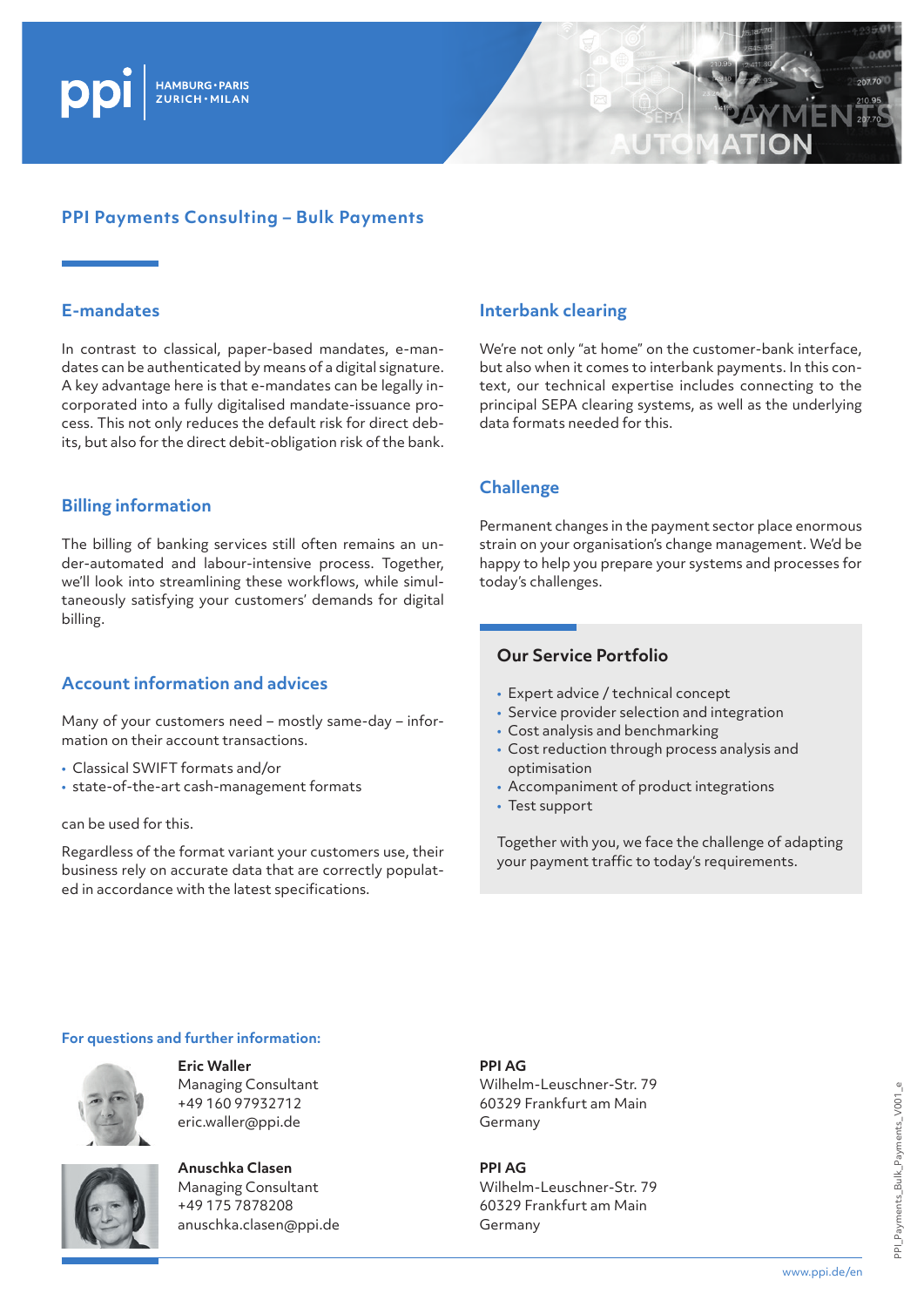## PPI Payments Consulting – Bulk Payments

### E-mandates

In contrast to classical, paper-based mandates, e-mandates can be authenticated by means of a digital signature. A key advantage here is that e-mandates can be legally incorporated into a fully digitalised mandate-issuance process. This not only reduces the default risk for direct debits, but also for the direct debit-obligation risk of the bank.

### Billing information

The billing of banking services still often remains an under-automated and labour-intensive process. Together, we'll look into streamlining these workflows, while simultaneously satisfying your customers' demands for digital billing.

### Account information and advices

Many of your customers need – mostly same-day – information on their account transactions.

- Classical SWIFT formats and/or
- state-of-the-art cash-management formats

can be used for this.

Regardless of the format variant your customers use, their business rely on accurate data that are correctly populated in accordance with the latest specifications.

### Interbank clearing

We're not only "at home" on the customer-bank interface, but also when it comes to interbank payments. In this context, our technical expertise includes connecting to the principal SEPA clearing systems, as well as the underlying data formats needed for this.

### Challenge

Permanent changes in the payment sector place enormous strain on your organisation's change management. We'd be happy to help you prepare your systems and processes for today's challenges.

### Our Service Portfolio

- Expert advice / technical concept
- Service provider selection and integration
- Cost analysis and benchmarking
- Cost reduction through process analysis and optimisation
- Accompaniment of product integrations
- Test support

Together with you, we face the challenge of adapting your payment traffic to today's requirements.

**For questions and further information:**

**Eric Waller**
Managing Consultant
+49 160 97932712
eric.waller@ppi.de

**PPI AG**
Wilhelm-Leuschner-Str. 79
60329 Frankfurt am Main
Germany

**Anuschka Clasen**
Managing Consultant
+49 175 7878208
anuschka.clasen@ppi.de

**PPI AG**
Wilhelm-Leuschner-Str. 79
60329 Frankfurt am Main
Germany

www.ppi.de/en